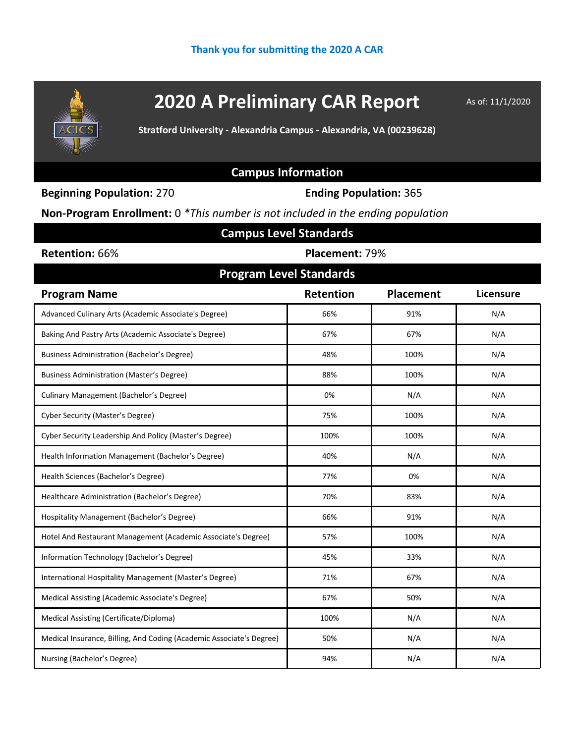Thank you for submitting the 2020 A CAR

# 2020 A Preliminary CAR Report

As of: 11/1/2020

**Stratford University - Alexandria Campus - Alexandria, VA (00239628)**

## Campus Information

**Beginning Population:** 270

**Ending Population:** 365

**Non-Program Enrollment:** 0 *\*This number is not included in the ending population*

## Campus Level Standards

**Retention:** 66%

**Placement:** 79%

## Program Level Standards

| Program Name | Retention | Placement | Licensure |
|---|---|---|---|
| Advanced Culinary Arts (Academic Associate's Degree) | 66% | 91% | N/A |
| Baking And Pastry Arts (Academic Associate's Degree) | 67% | 67% | N/A |
| Business Administration (Bachelor’s Degree) | 48% | 100% | N/A |
| Business Administration (Master’s Degree) | 88% | 100% | N/A |
| Culinary Management (Bachelor’s Degree) | 0% | N/A | N/A |
| Cyber Security (Master’s Degree) | 75% | 100% | N/A |
| Cyber Security Leadership And Policy (Master’s Degree) | 100% | 100% | N/A |
| Health Information Management (Bachelor’s Degree) | 40% | N/A | N/A |
| Health Sciences (Bachelor’s Degree) | 77% | 0% | N/A |
| Healthcare Administration (Bachelor’s Degree) | 70% | 83% | N/A |
| Hospitality Management (Bachelor’s Degree) | 66% | 91% | N/A |
| Hotel And Restaurant Management (Academic Associate's Degree) | 57% | 100% | N/A |
| Information Technology (Bachelor’s Degree) | 45% | 33% | N/A |
| International Hospitality Management (Master’s Degree) | 71% | 67% | N/A |
| Medical Assisting (Academic Associate's Degree) | 67% | 50% | N/A |
| Medical Assisting (Certificate/Diploma) | 100% | N/A | N/A |
| Medical Insurance, Billing, And Coding (Academic Associate's Degree) | 50% | N/A | N/A |
| Nursing (Bachelor’s Degree) | 94% | N/A | N/A |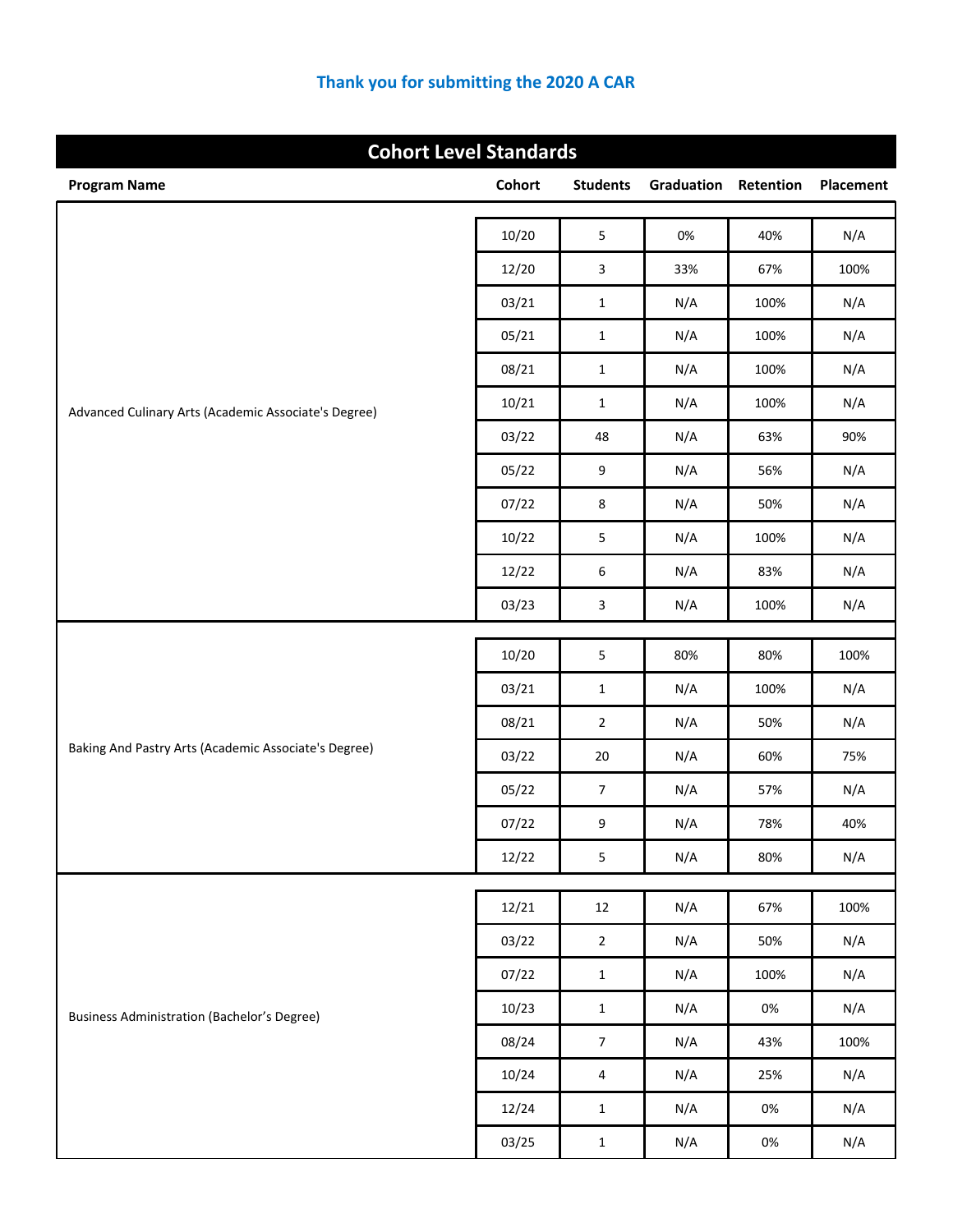Thank you for submitting the 2020 A CAR

## Cohort Level Standards

| Program Name | Cohort | Students | Graduation | Retention | Placement |
|---|---|---|---|---|---|
| Advanced Culinary Arts (Academic Associate's Degree) | 10/20 | 5 | 0% | 40% | N/A |
| | 12/20 | 3 | 33% | 67% | 100% |
| | 03/21 | 1 | N/A | 100% | N/A |
| | 05/21 | 1 | N/A | 100% | N/A |
| | 08/21 | 1 | N/A | 100% | N/A |
| | 10/21 | 1 | N/A | 100% | N/A |
| | 03/22 | 48 | N/A | 63% | 90% |
| | 05/22 | 9 | N/A | 56% | N/A |
| | 07/22 | 8 | N/A | 50% | N/A |
| | 10/22 | 5 | N/A | 100% | N/A |
| | 12/22 | 6 | N/A | 83% | N/A |
| | 03/23 | 3 | N/A | 100% | N/A |
| Baking And Pastry Arts (Academic Associate's Degree) | 10/20 | 5 | 80% | 80% | 100% |
| | 03/21 | 1 | N/A | 100% | N/A |
| | 08/21 | 2 | N/A | 50% | N/A |
| | 03/22 | 20 | N/A | 60% | 75% |
| | 05/22 | 7 | N/A | 57% | N/A |
| | 07/22 | 9 | N/A | 78% | 40% |
| | 12/22 | 5 | N/A | 80% | N/A |
| Business Administration (Bachelor’s Degree) | 12/21 | 12 | N/A | 67% | 100% |
| | 03/22 | 2 | N/A | 50% | N/A |
| | 07/22 | 1 | N/A | 100% | N/A |
| | 10/23 | 1 | N/A | 0% | N/A |
| | 08/24 | 7 | N/A | 43% | 100% |
| | 10/24 | 4 | N/A | 25% | N/A |
| | 12/24 | 1 | N/A | 0% | N/A |
| | 03/25 | 1 | N/A | 0% | N/A |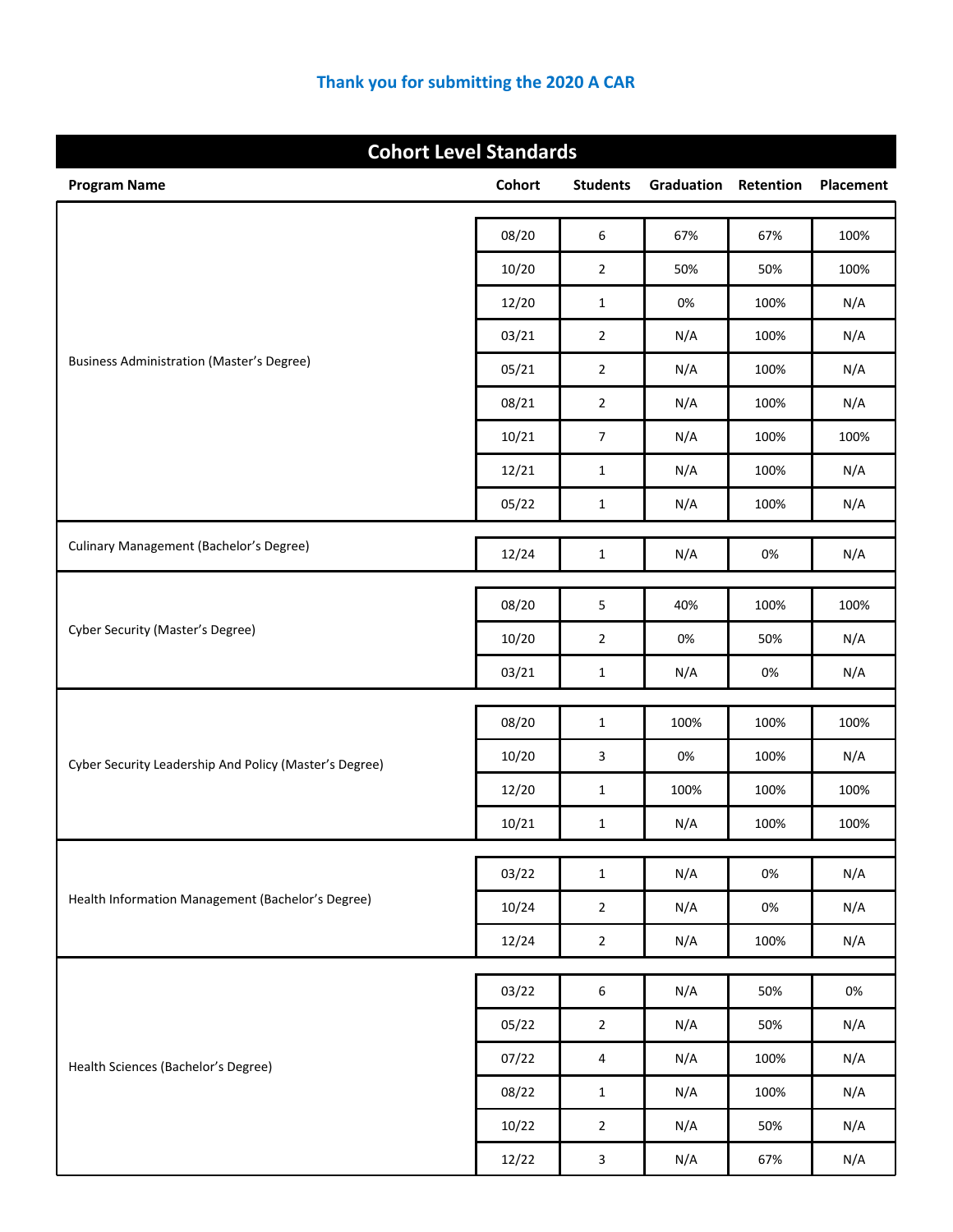Thank you for submitting the 2020 A CAR

## Cohort Level Standards

| Program Name | Cohort | Students | Graduation | Retention | Placement |
|---|---|---|---|---|---|
| Business Administration (Master's Degree) | 08/20 | 6 | 67% | 67% | 100% |
| | 10/20 | 2 | 50% | 50% | 100% |
| | 12/20 | 1 | 0% | 100% | N/A |
| | 03/21 | 2 | N/A | 100% | N/A |
| | 05/21 | 2 | N/A | 100% | N/A |
| | 08/21 | 2 | N/A | 100% | N/A |
| | 10/21 | 7 | N/A | 100% | 100% |
| | 12/21 | 1 | N/A | 100% | N/A |
| | 05/22 | 1 | N/A | 100% | N/A |
| Culinary Management (Bachelor's Degree) | 12/24 | 1 | N/A | 0% | N/A |
| Cyber Security (Master's Degree) | 08/20 | 5 | 40% | 100% | 100% |
| | 10/20 | 2 | 0% | 50% | N/A |
| | 03/21 | 1 | N/A | 0% | N/A |
| Cyber Security Leadership And Policy (Master's Degree) | 08/20 | 1 | 100% | 100% | 100% |
| | 10/20 | 3 | 0% | 100% | N/A |
| | 12/20 | 1 | 100% | 100% | 100% |
| | 10/21 | 1 | N/A | 100% | 100% |
| Health Information Management (Bachelor's Degree) | 03/22 | 1 | N/A | 0% | N/A |
| | 10/24 | 2 | N/A | 0% | N/A |
| | 12/24 | 2 | N/A | 100% | N/A |
| Health Sciences (Bachelor's Degree) | 03/22 | 6 | N/A | 50% | 0% |
| | 05/22 | 2 | N/A | 50% | N/A |
| | 07/22 | 4 | N/A | 100% | N/A |
| | 08/22 | 1 | N/A | 100% | N/A |
| | 10/22 | 2 | N/A | 50% | N/A |
| | 12/22 | 3 | N/A | 67% | N/A |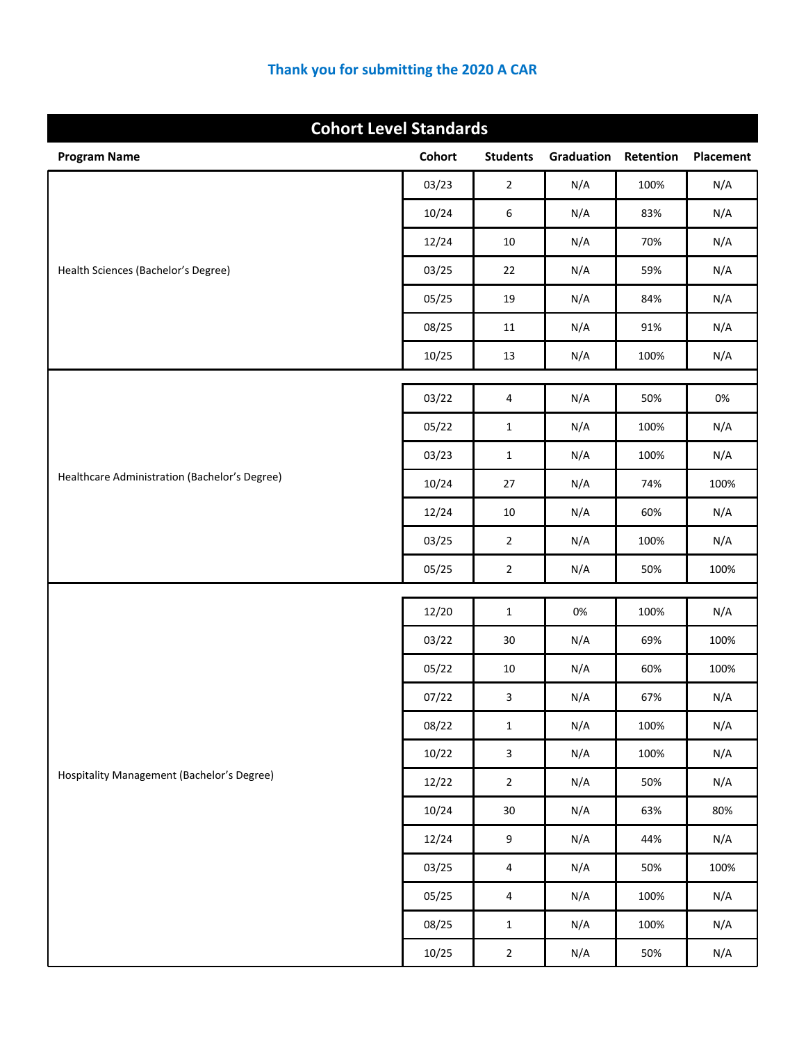Thank you for submitting the 2020 A CAR

## Cohort Level Standards

| Program Name | Cohort | Students | Graduation | Retention | Placement |
|---|---|---|---|---|---|
| Health Sciences (Bachelor's Degree) | 03/23 | 2 | N/A | 100% | N/A |
| | 10/24 | 6 | N/A | 83% | N/A |
| | 12/24 | 10 | N/A | 70% | N/A |
| | 03/25 | 22 | N/A | 59% | N/A |
| | 05/25 | 19 | N/A | 84% | N/A |
| | 08/25 | 11 | N/A | 91% | N/A |
| | 10/25 | 13 | N/A | 100% | N/A |
| Healthcare Administration (Bachelor's Degree) | 03/22 | 4 | N/A | 50% | 0% |
| | 05/22 | 1 | N/A | 100% | N/A |
| | 03/23 | 1 | N/A | 100% | N/A |
| | 10/24 | 27 | N/A | 74% | 100% |
| | 12/24 | 10 | N/A | 60% | N/A |
| | 03/25 | 2 | N/A | 100% | N/A |
| | 05/25 | 2 | N/A | 50% | 100% |
| Hospitality Management (Bachelor's Degree) | 12/20 | 1 | 0% | 100% | N/A |
| | 03/22 | 30 | N/A | 69% | 100% |
| | 05/22 | 10 | N/A | 60% | 100% |
| | 07/22 | 3 | N/A | 67% | N/A |
| | 08/22 | 1 | N/A | 100% | N/A |
| | 10/22 | 3 | N/A | 100% | N/A |
| | 12/22 | 2 | N/A | 50% | N/A |
| | 10/24 | 30 | N/A | 63% | 80% |
| | 12/24 | 9 | N/A | 44% | N/A |
| | 03/25 | 4 | N/A | 50% | 100% |
| | 05/25 | 4 | N/A | 100% | N/A |
| | 08/25 | 1 | N/A | 100% | N/A |
| | 10/25 | 2 | N/A | 50% | N/A |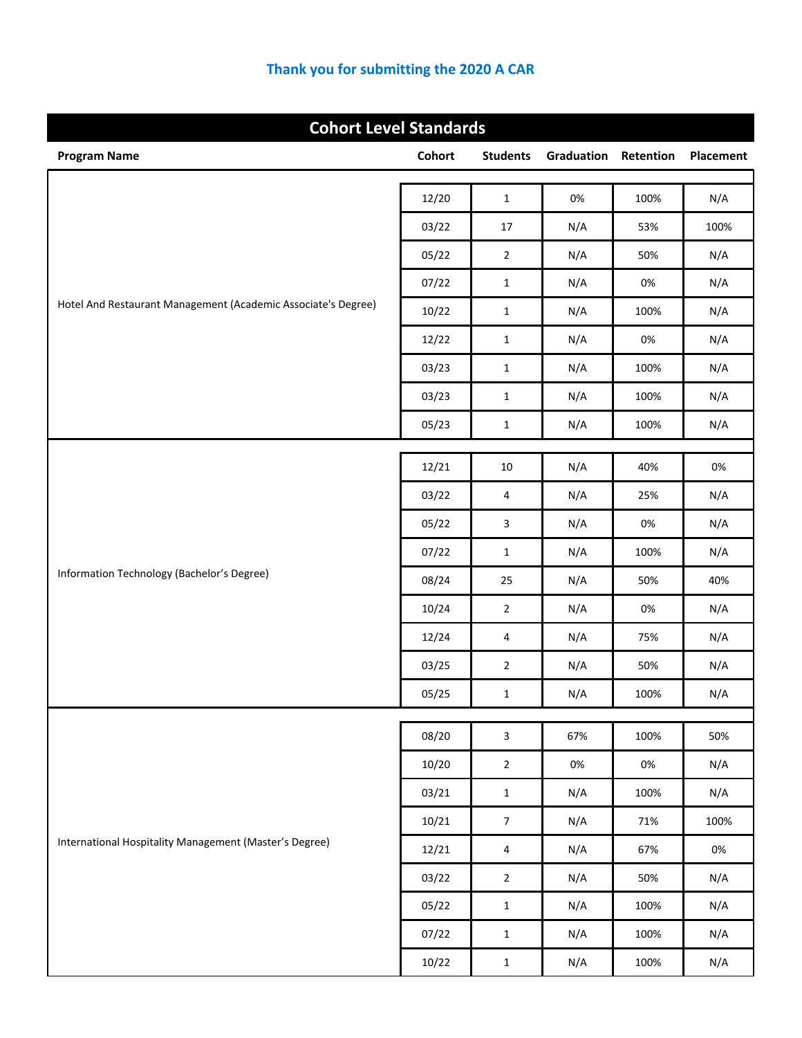Thank you for submitting the 2020 A CAR

## Cohort Level Standards

| Program Name | Cohort | Students | Graduation | Retention | Placement |
|---|---|---|---|---|---|
| Hotel And Restaurant Management (Academic Associate's Degree) | 12/20 | 1 | 0% | 100% | N/A |
| | 03/22 | 17 | N/A | 53% | 100% |
| | 05/22 | 2 | N/A | 50% | N/A |
| | 07/22 | 1 | N/A | 0% | N/A |
| | 10/22 | 1 | N/A | 100% | N/A |
| | 12/22 | 1 | N/A | 0% | N/A |
| | 03/23 | 1 | N/A | 100% | N/A |
| | 03/23 | 1 | N/A | 100% | N/A |
| | 05/23 | 1 | N/A | 100% | N/A |
| Information Technology (Bachelor's Degree) | 12/21 | 10 | N/A | 40% | 0% |
| | 03/22 | 4 | N/A | 25% | N/A |
| | 05/22 | 3 | N/A | 0% | N/A |
| | 07/22 | 1 | N/A | 100% | N/A |
| | 08/24 | 25 | N/A | 50% | 40% |
| | 10/24 | 2 | N/A | 0% | N/A |
| | 12/24 | 4 | N/A | 75% | N/A |
| | 03/25 | 2 | N/A | 50% | N/A |
| | 05/25 | 1 | N/A | 100% | N/A |
| International Hospitality Management (Master's Degree) | 08/20 | 3 | 67% | 100% | 50% |
| | 10/20 | 2 | 0% | 0% | N/A |
| | 03/21 | 1 | N/A | 100% | N/A |
| | 10/21 | 7 | N/A | 71% | 100% |
| | 12/21 | 4 | N/A | 67% | 0% |
| | 03/22 | 2 | N/A | 50% | N/A |
| | 05/22 | 1 | N/A | 100% | N/A |
| | 07/22 | 1 | N/A | 100% | N/A |
| | 10/22 | 1 | N/A | 100% | N/A |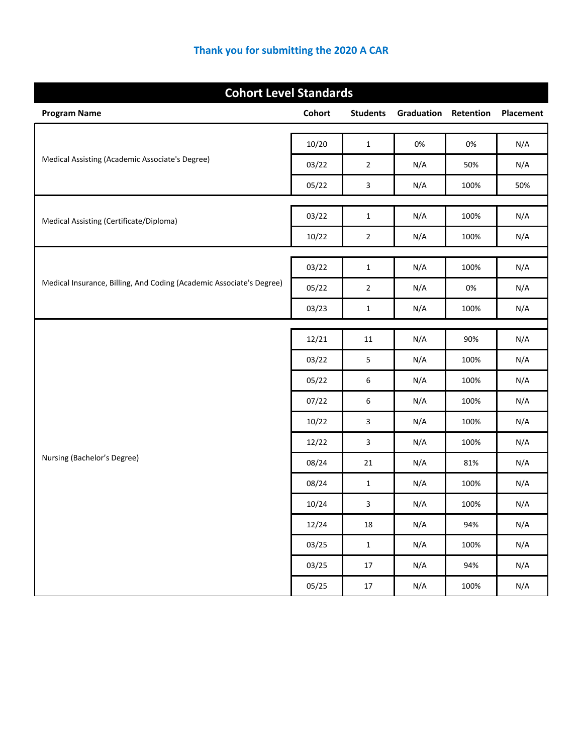Thank you for submitting the 2020 A CAR

## Cohort Level Standards

| Program Name | Cohort | Students | Graduation | Retention | Placement |
|---|---|---|---|---|---|
| Medical Assisting (Academic Associate's Degree) | 10/20 | 1 | 0% | 0% | N/A |
| | 03/22 | 2 | N/A | 50% | N/A |
| | 05/22 | 3 | N/A | 100% | 50% |
| Medical Assisting (Certificate/Diploma) | 03/22 | 1 | N/A | 100% | N/A |
| | 10/22 | 2 | N/A | 100% | N/A |
| Medical Insurance, Billing, And Coding (Academic Associate's Degree) | 03/22 | 1 | N/A | 100% | N/A |
| | 05/22 | 2 | N/A | 0% | N/A |
| | 03/23 | 1 | N/A | 100% | N/A |
| Nursing (Bachelor's Degree) | 12/21 | 11 | N/A | 90% | N/A |
| | 03/22 | 5 | N/A | 100% | N/A |
| | 05/22 | 6 | N/A | 100% | N/A |
| | 07/22 | 6 | N/A | 100% | N/A |
| | 10/22 | 3 | N/A | 100% | N/A |
| | 12/22 | 3 | N/A | 100% | N/A |
| | 08/24 | 21 | N/A | 81% | N/A |
| | 08/24 | 1 | N/A | 100% | N/A |
| | 10/24 | 3 | N/A | 100% | N/A |
| | 12/24 | 18 | N/A | 94% | N/A |
| | 03/25 | 1 | N/A | 100% | N/A |
| | 03/25 | 17 | N/A | 94% | N/A |
| | 05/25 | 17 | N/A | 100% | N/A |